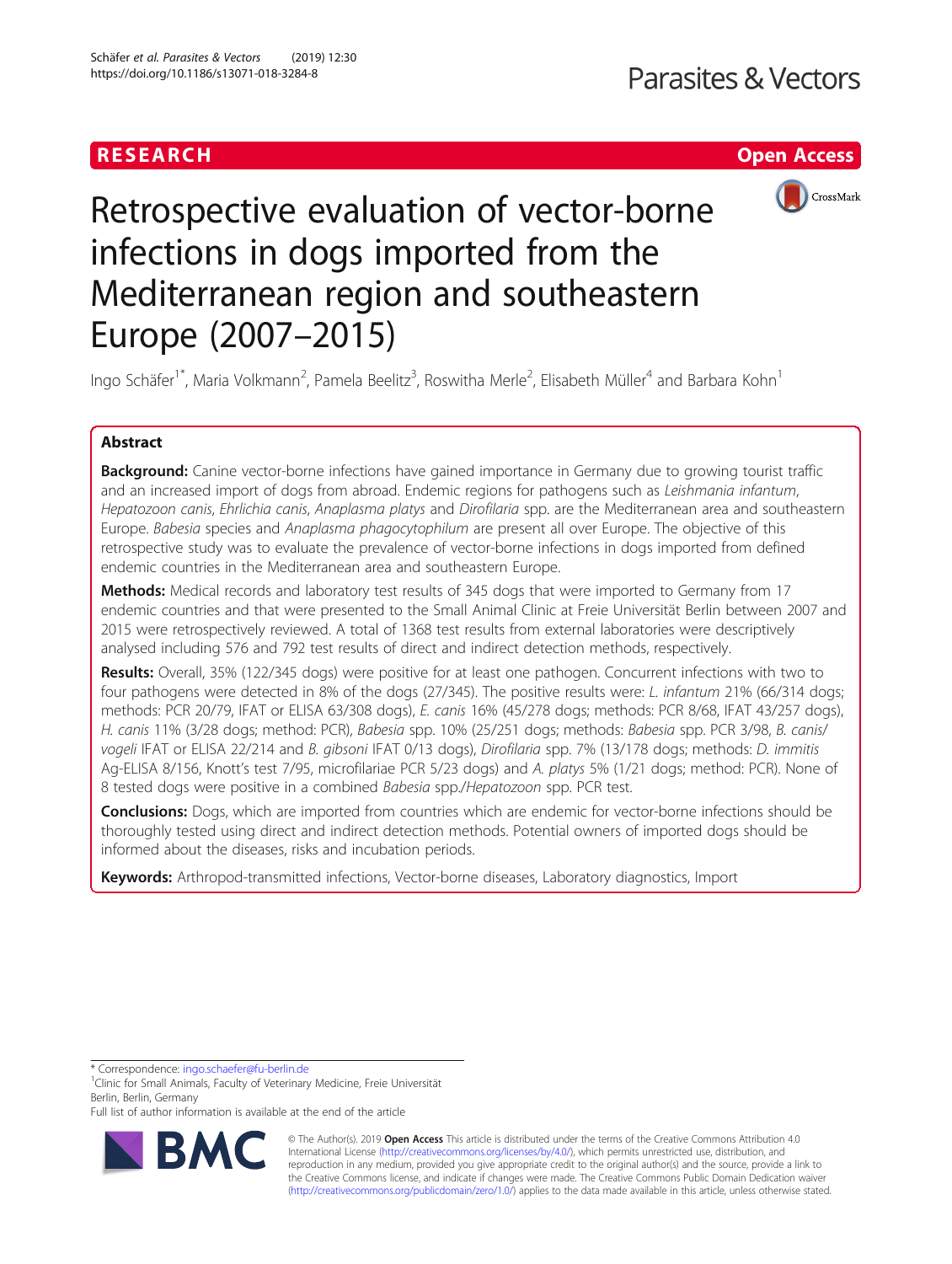# Retrospective evaluation of vector-borne infections in dogs imported from the Mediterranean region and southeastern Europe (2007–2015)

Ingo Schäfer[1*], Maria Volkmann[2], Pamela Beelitz[3], Roswitha Merle[2], Elisabeth Müller[4] and Barbara Kohn[1]

## Abstract

**Background:** Canine vector-borne infections have gained importance in Germany due to growing tourist traffic and an increased import of dogs from abroad. Endemic regions for pathogens such as *Leishmania infantum*, *Hepatozoon canis*, *Ehrlichia canis*, *Anaplasma platys* and *Dirofilaria* spp. are the Mediterranean area and southeastern Europe. *Babesia* species and *Anaplasma phagocytophilum* are present all over Europe. The objective of this retrospective study was to evaluate the prevalence of vector-borne infections in dogs imported from defined endemic countries in the Mediterranean area and southeastern Europe.

**Methods:** Medical records and laboratory test results of 345 dogs that were imported to Germany from 17 endemic countries and that were presented to the Small Animal Clinic at Freie Universität Berlin between 2007 and 2015 were retrospectively reviewed. A total of 1368 test results from external laboratories were descriptively analysed including 576 and 792 test results of direct and indirect detection methods, respectively.

**Results:** Overall, 35% (122/345 dogs) were positive for at least one pathogen. Concurrent infections with two to four pathogens were detected in 8% of the dogs (27/345). The positive results were: *L. infantum* 21% (66/314 dogs; methods: PCR 20/79, IFAT or ELISA 63/308 dogs), *E. canis* 16% (45/278 dogs; methods: PCR 8/68, IFAT 43/257 dogs), *H. canis* 11% (3/28 dogs; method: PCR), *Babesia* spp. 10% (25/251 dogs; methods: *Babesia* spp. PCR 3/98, *B. canis*/*vogeli* IFAT or ELISA 22/214 and *B. gibsoni* IFAT 0/13 dogs), *Dirofilaria* spp. 7% (13/178 dogs; methods: *D. immitis* Ag-ELISA 8/156, Knott's test 7/95, microfilariae PCR 5/23 dogs) and *A. platys* 5% (1/21 dogs; method: PCR). None of 8 tested dogs were positive in a combined *Babesia* spp./*Hepatozoon* spp. PCR test.

**Conclusions:** Dogs, which are imported from countries which are endemic for vector-borne infections should be thoroughly tested using direct and indirect detection methods. Potential owners of imported dogs should be informed about the diseases, risks and incubation periods.

**Keywords:** Arthropod-transmitted infections, Vector-borne diseases, Laboratory diagnostics, Import

\* Correspondence: ingo.schaefer@fu-berlin.de
[1]Clinic for Small Animals, Faculty of Veterinary Medicine, Freie Universität Berlin, Berlin, Germany
Full list of author information is available at the end of the article

© The Author(s). 2019 **Open Access** This article is distributed under the terms of the Creative Commons Attribution 4.0 International License (http://creativecommons.org/licenses/by/4.0/), which permits unrestricted use, distribution, and reproduction in any medium, provided you give appropriate credit to the original author(s) and the source, provide a link to the Creative Commons license, and indicate if changes were made. The Creative Commons Public Domain Dedication waiver (http://creativecommons.org/publicdomain/zero/1.0/) applies to the data made available in this article, unless otherwise stated.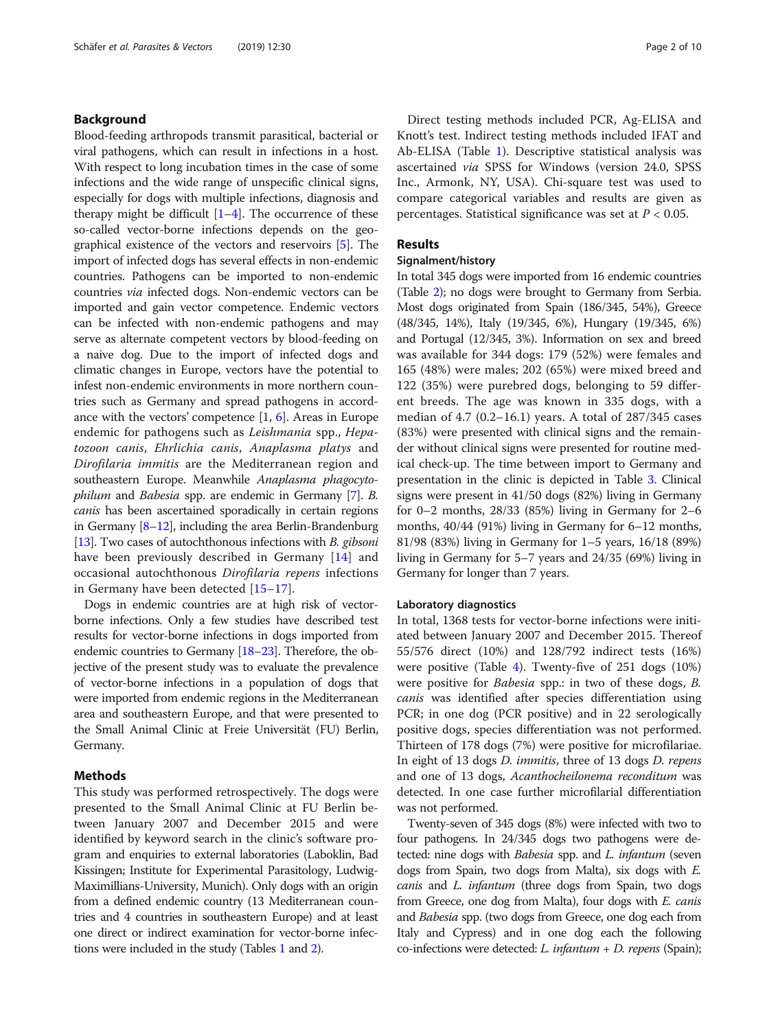## Background

Blood-feeding arthropods transmit parasitical, bacterial or viral pathogens, which can result in infections in a host. With respect to long incubation times in the case of some infections and the wide range of unspecific clinical signs, especially for dogs with multiple infections, diagnosis and therapy might be difficult [1–4]. The occurrence of these so-called vector-borne infections depends on the geographical existence of the vectors and reservoirs [5]. The import of infected dogs has several effects in non-endemic countries. Pathogens can be imported to non-endemic countries *via* infected dogs. Non-endemic vectors can be imported and gain vector competence. Endemic vectors can be infected with non-endemic pathogens and may serve as alternate competent vectors by blood-feeding on a naive dog. Due to the import of infected dogs and climatic changes in Europe, vectors have the potential to infest non-endemic environments in more northern countries such as Germany and spread pathogens in accordance with the vectors' competence [1, 6]. Areas in Europe endemic for pathogens such as *Leishmania* spp., *Hepatozoon canis*, *Ehrlichia canis*, *Anaplasma platys* and *Dirofilaria immitis* are the Mediterranean region and southeastern Europe. Meanwhile *Anaplasma phagocytophilum* and *Babesia* spp. are endemic in Germany [7]. *B. canis* has been ascertained sporadically in certain regions in Germany [8–12], including the area Berlin-Brandenburg [13]. Two cases of autochthonous infections with *B. gibsoni* have been previously described in Germany [14] and occasional autochthonous *Dirofilaria repens* infections in Germany have been detected [15–17].

Dogs in endemic countries are at high risk of vector-borne infections. Only a few studies have described test results for vector-borne infections in dogs imported from endemic countries to Germany [18–23]. Therefore, the objective of the present study was to evaluate the prevalence of vector-borne infections in a population of dogs that were imported from endemic regions in the Mediterranean area and southeastern Europe, and that were presented to the Small Animal Clinic at Freie Universität (FU) Berlin, Germany.

## Methods

This study was performed retrospectively. The dogs were presented to the Small Animal Clinic at FU Berlin between January 2007 and December 2015 and were identified by keyword search in the clinic's software program and enquiries to external laboratories (Laboklin, Bad Kissingen; Institute for Experimental Parasitology, Ludwig-Maximillians-University, Munich). Only dogs with an origin from a defined endemic country (13 Mediterranean countries and 4 countries in southeastern Europe) and at least one direct or indirect examination for vector-borne infections were included in the study (Tables 1 and 2).

Direct testing methods included PCR, Ag-ELISA and Knott's test. Indirect testing methods included IFAT and Ab-ELISA (Table 1). Descriptive statistical analysis was ascertained *via* SPSS for Windows (version 24.0, SPSS Inc., Armonk, NY, USA). Chi-square test was used to compare categorical variables and results are given as percentages. Statistical significance was set at $P < 0.05$.

## Results

### Signalment/history

In total 345 dogs were imported from 16 endemic countries (Table 2); no dogs were brought to Germany from Serbia. Most dogs originated from Spain (186/345, 54%), Greece (48/345, 14%), Italy (19/345, 6%), Hungary (19/345, 6%) and Portugal (12/345, 3%). Information on sex and breed was available for 344 dogs: 179 (52%) were females and 165 (48%) were males; 202 (65%) were mixed breed and 122 (35%) were purebred dogs, belonging to 59 different breeds. The age was known in 335 dogs, with a median of 4.7 (0.2–16.1) years. A total of 287/345 cases (83%) were presented with clinical signs and the remainder without clinical signs were presented for routine medical check-up. The time between import to Germany and presentation in the clinic is depicted in Table 3. Clinical signs were present in 41/50 dogs (82%) living in Germany for 0–2 months, 28/33 (85%) living in Germany for 2–6 months, 40/44 (91%) living in Germany for 6–12 months, 81/98 (83%) living in Germany for 1–5 years, 16/18 (89%) living in Germany for 5–7 years and 24/35 (69%) living in Germany for longer than 7 years.

### Laboratory diagnostics

In total, 1368 tests for vector-borne infections were initiated between January 2007 and December 2015. Thereof 55/576 direct (10%) and 128/792 indirect tests (16%) were positive (Table 4). Twenty-five of 251 dogs (10%) were positive for *Babesia* spp.: in two of these dogs, *B. canis* was identified after species differentiation using PCR; in one dog (PCR positive) and in 22 serologically positive dogs, species differentiation was not performed. Thirteen of 178 dogs (7%) were positive for microfilariae. In eight of 13 dogs *D. immitis*, three of 13 dogs *D. repens* and one of 13 dogs, *Acanthocheilonema reconditum* was detected. In one case further microfilarial differentiation was not performed.

Twenty-seven of 345 dogs (8%) were infected with two to four pathogens. In 24/345 dogs two pathogens were detected: nine dogs with *Babesia* spp. and *L. infantum* (seven dogs from Spain, two dogs from Malta), six dogs with *E. canis* and *L. infantum* (three dogs from Spain, two dogs from Greece, one dog from Malta), four dogs with *E. canis* and *Babesia* spp. (two dogs from Greece, one dog each from Italy and Cypress) and in one dog each the following co-infections were detected: *L. infantum* + *D. repens* (Spain);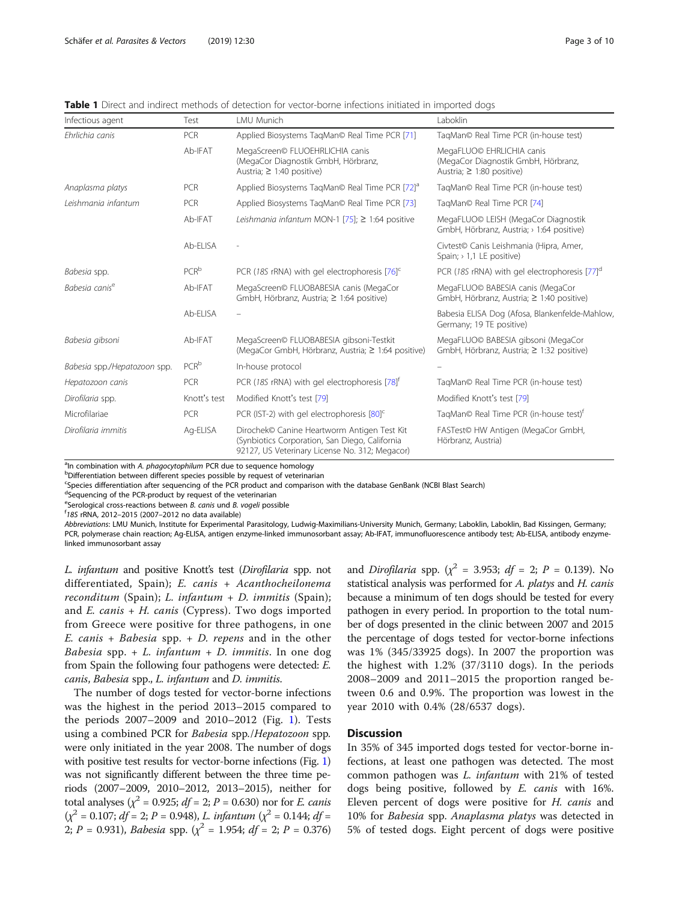**Table 1** Direct and indirect methods of detection for vector-borne infections initiated in imported dogs

| Infectious agent | Test | LMU Munich | Laboklin |
|---|---|---|---|
| *Ehrlichia canis* | PCR | Applied Biosystems TaqMan© Real Time PCR [71] | TaqMan© Real Time PCR (in-house test) |
| | Ab-IFAT | MegaScreen© FLUOEHRLICHIA canis (MegaCor Diagnostik GmbH, Hörbranz, Austria; ≥ 1:40 positive) | MegaFLUO© EHRLICHIA canis (MegaCor Diagnostik GmbH, Hörbranz, Austria; ≥ 1:80 positive) |
| *Anaplasma platys* | PCR | Applied Biosystems TaqMan© Real Time PCR [72][a] | TaqMan© Real Time PCR (in-house test) |
| *Leishmania infantum* | PCR | Applied Biosystems TaqMan© Real Time PCR [73] | TaqMan© Real Time PCR [74] |
| | Ab-IFAT | *Leishmania infantum* MON-1 [75]; ≥ 1:64 positive | MegaFLUO© LEISH (MegaCor Diagnostik GmbH, Hörbranz, Austria; › 1:64 positive) |
| | Ab-ELISA | - | Civtest© Canis Leishmania (Hipra, Amer, Spain; › 1,1 LE positive) |
| *Babesia* spp. | PCR[b] | PCR (*18S* rRNA) with gel electrophoresis [76][c] | PCR (*18S* rRNA) with gel electrophoresis [77][d] |
| *Babesia canis*[e] | Ab-IFAT | MegaScreen© FLUOBABESIA canis (MegaCor GmbH, Hörbranz, Austria; ≥ 1:64 positive) | MegaFLUO© BABESIA canis (MegaCor GmbH, Hörbranz, Austria; ≥ 1:40 positive) |
| | Ab-ELISA | – | Babesia ELISA Dog (Afosa, Blankenfelde-Mahlow, Germany; 19 TE positive) |
| *Babesia gibsoni* | Ab-IFAT | MegaScreen© FLUOBABESIA gibsoni-Testkit (MegaCor GmbH, Hörbranz, Austria; ≥ 1:64 positive) | MegaFLUO© BABESIA gibsoni (MegaCor GmbH, Hörbranz, Austria; ≥ 1:32 positive) |
| *Babesia* spp./*Hepatozoon* spp. | PCR[b] | In-house protocol | – |
| *Hepatozoon canis* | PCR | PCR (*18S* rRNA) with gel electrophoresis [78][f] | TaqMan© Real Time PCR (in-house test) |
| *Dirofilaria* spp. | Knott's test | Modified Knott's test [79] | Modified Knott's test [79] |
| Microfilariae | PCR | PCR (IST-2) with gel electrophoresis [80][c] | TaqMan© Real Time PCR (in-house test)[f] |
| *Dirofilaria immitis* | Ag-ELISA | Dirochek© Canine Heartworm Antigen Test Kit (Synbiotics Corporation, San Diego, California 92127, US Veterinary License No. 312; Megacor) | FASTest© HW Antigen (MegaCor GmbH, Hörbranz, Austria) |

[a]In combination with *A. phagocytophilum* PCR due to sequence homology
[b]Differentiation between different species possible by request of veterinarian
[c]Species differentiation after sequencing of the PCR product and comparison with the database GenBank (NCBI Blast Search)
[d]Sequencing of the PCR-product by request of the veterinarian
[e]Serological cross-reactions between *B. canis* und *B. vogeli* possible
[f]*18S* rRNA, 2012–2015 (2007–2012 no data available)
*Abbreviations*: LMU Munich, Institute for Experimental Parasitology, Ludwig-Maximilians-University Munich, Germany; Laboklin, Laboklin, Bad Kissingen, Germany; PCR, polymerase chain reaction; Ag-ELISA, antigen enzyme-linked immunosorbant assay; Ab-IFAT, immunofluorescence antibody test; Ab-ELISA, antibody enzyme-linked immunosorbant assay

*L. infantum* and positive Knott's test (*Dirofilaria* spp. not differentiated, Spain); *E. canis* + *Acanthocheilonema reconditum* (Spain); *L. infantum* + *D. immitis* (Spain); and *E. canis* + *H. canis* (Cypress). Two dogs imported from Greece were positive for three pathogens, in one *E. canis* + *Babesia* spp. + *D. repens* and in the other *Babesia* spp. + *L. infantum* + *D. immitis*. In one dog from Spain the following four pathogens were detected: *E. canis*, *Babesia* spp., *L. infantum* and *D. immitis*.

The number of dogs tested for vector-borne infections was the highest in the period 2013–2015 compared to the periods 2007–2009 and 2010–2012 (Fig. 1). Tests using a combined PCR for *Babesia* spp./*Hepatozoon* spp. were only initiated in the year 2008. The number of dogs with positive test results for vector-borne infections (Fig. 1) was not significantly different between the three time periods (2007–2009, 2010–2012, 2013–2015), neither for total analyses ($\chi^2$ = 0.925; *df* = 2; *P* = 0.630) nor for *E. canis* ($\chi^2$ = 0.107; *df* = 2; *P* = 0.948), *L. infantum* ($\chi^2$ = 0.144; *df* = 2; *P* = 0.931), *Babesia* spp. ($\chi^2$ = 1.954; *df* = 2; *P* = 0.376) and *Dirofilaria* spp. ($\chi^2$ = 3.953; *df* = 2; *P* = 0.139). No statistical analysis was performed for *A. platys* and *H. canis* because a minimum of ten dogs should be tested for every pathogen in every period. In proportion to the total number of dogs presented in the clinic between 2007 and 2015 the percentage of dogs tested for vector-borne infections was 1% (345/33925 dogs). In 2007 the proportion was the highest with 1.2% (37/3110 dogs). In the periods 2008–2009 and 2011–2015 the proportion ranged between 0.6 and 0.9%. The proportion was lowest in the year 2010 with 0.4% (28/6537 dogs).

## Discussion

In 35% of 345 imported dogs tested for vector-borne infections, at least one pathogen was detected. The most common pathogen was *L. infantum* with 21% of tested dogs being positive, followed by *E. canis* with 16%. Eleven percent of dogs were positive for *H. canis* and 10% for *Babesia* spp. *Anaplasma platys* was detected in 5% of tested dogs. Eight percent of dogs were positive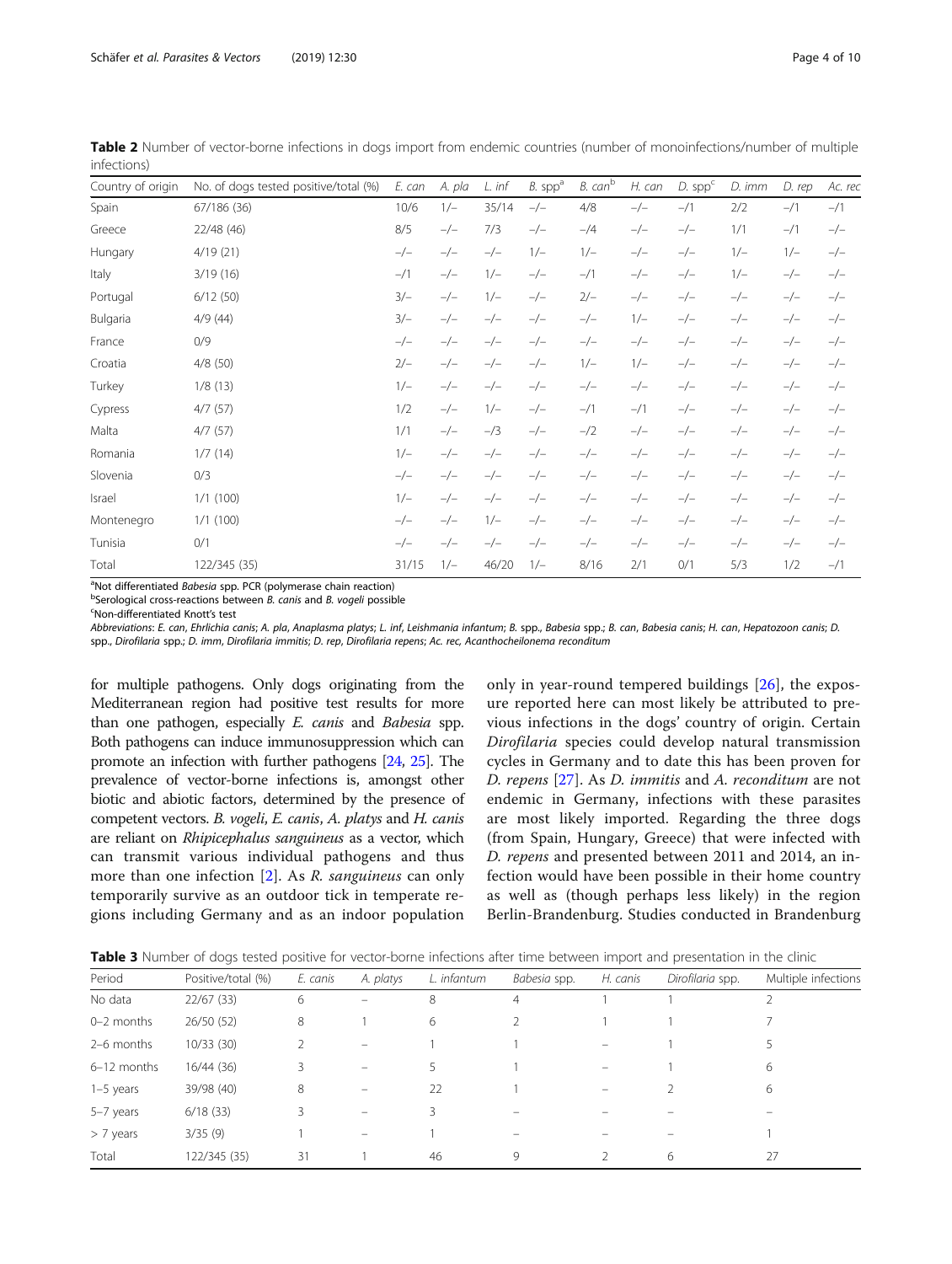**Table 2** Number of vector-borne infections in dogs import from endemic countries (number of monoinfections/number of multiple infections)

| Country of origin | No. of dogs tested positive/total (%) | *E. can* | *A. pla* | *L. inf* | *B.* spp[a] | *B. can*[b] | *H. can* | *D.* spp[c] | *D. imm* | *D. rep* | *Ac. rec* |
|---|---|---|---|---|---|---|---|---|---|---|---|
| Spain | 67/186 (36) | 10/6 | 1/– | 35/14 | –/– | 4/8 | –/– | –/1 | 2/2 | –/1 | –/1 |
| Greece | 22/48 (46) | 8/5 | –/– | 7/3 | –/– | –/4 | –/– | –/– | 1/1 | –/1 | –/– |
| Hungary | 4/19 (21) | –/– | –/– | –/– | 1/– | 1/– | –/– | –/– | 1/– | 1/– | –/– |
| Italy | 3/19 (16) | –/1 | –/– | 1/– | –/– | –/1 | –/– | –/– | 1/– | –/– | –/– |
| Portugal | 6/12 (50) | 3/– | –/– | 1/– | –/– | 2/– | –/– | –/– | –/– | –/– | –/– |
| Bulgaria | 4/9 (44) | 3/– | –/– | –/– | –/– | –/– | 1/– | –/– | –/– | –/– | –/– |
| France | 0/9 | –/– | –/– | –/– | –/– | –/– | –/– | –/– | –/– | –/– | –/– |
| Croatia | 4/8 (50) | 2/– | –/– | –/– | –/– | 1/– | 1/– | –/– | –/– | –/– | –/– |
| Turkey | 1/8 (13) | 1/– | –/– | –/– | –/– | –/– | –/– | –/– | –/– | –/– | –/– |
| Cypress | 4/7 (57) | 1/2 | –/– | 1/– | –/– | –/1 | –/1 | –/– | –/– | –/– | –/– |
| Malta | 4/7 (57) | 1/1 | –/– | –/3 | –/– | –/2 | –/– | –/– | –/– | –/– | –/– |
| Romania | 1/7 (14) | 1/– | –/– | –/– | –/– | –/– | –/– | –/– | –/– | –/– | –/– |
| Slovenia | 0/3 | –/– | –/– | –/– | –/– | –/– | –/– | –/– | –/– | –/– | –/– |
| Israel | 1/1 (100) | 1/– | –/– | –/– | –/– | –/– | –/– | –/– | –/– | –/– | –/– |
| Montenegro | 1/1 (100) | –/– | –/– | 1/– | –/– | –/– | –/– | –/– | –/– | –/– | –/– |
| Tunisia | 0/1 | –/– | –/– | –/– | –/– | –/– | –/– | –/– | –/– | –/– | –/– |
| Total | 122/345 (35) | 31/15 | 1/– | 46/20 | 1/– | 8/16 | 2/1 | 0/1 | 5/3 | 1/2 | –/1 |

[a]Not differentiated *Babesia* spp. PCR (polymerase chain reaction)

[b]Serological cross-reactions between *B. canis* and *B. vogeli* possible

[c]Non-differentiated Knott's test

*Abbreviations*: *E. can*, *Ehrlichia canis*; *A. pla*, *Anaplasma platys*; *L. inf*, *Leishmania infantum*; *B.* spp., *Babesia* spp.; *B. can*, *Babesia canis*; *H. can*, *Hepatozoon canis*; *D.* spp., *Dirofilaria* spp.; *D. imm*, *Dirofilaria immitis*; *D. rep*, *Dirofilaria repens*; *Ac. rec*, *Acanthocheilonema reconditum*

for multiple pathogens. Only dogs originating from the Mediterranean region had positive test results for more than one pathogen, especially *E. canis* and *Babesia* spp. Both pathogens can induce immunosuppression which can promote an infection with further pathogens [24, 25]. The prevalence of vector-borne infections is, amongst other biotic and abiotic factors, determined by the presence of competent vectors. *B. vogeli*, *E. canis*, *A. platys* and *H. canis* are reliant on *Rhipicephalus sanguineus* as a vector, which can transmit various individual pathogens and thus more than one infection [2]. As *R. sanguineus* can only temporarily survive as an outdoor tick in temperate regions including Germany and as an indoor population only in year-round tempered buildings [26], the exposure reported here can most likely be attributed to previous infections in the dogs' country of origin. Certain *Dirofilaria* species could develop natural transmission cycles in Germany and to date this has been proven for *D. repens* [27]. As *D. immitis* and *A. reconditum* are not endemic in Germany, infections with these parasites are most likely imported. Regarding the three dogs (from Spain, Hungary, Greece) that were infected with *D. repens* and presented between 2011 and 2014, an infection would have been possible in their home country as well as (though perhaps less likely) in the region Berlin-Brandenburg. Studies conducted in Brandenburg

**Table 3** Number of dogs tested positive for vector-borne infections after time between import and presentation in the clinic

| Period | Positive/total (%) | *E. canis* | *A. platys* | *L. infantum* | *Babesia* spp. | *H. canis* | *Dirofilaria* spp. | Multiple infections |
|---|---|---|---|---|---|---|---|---|
| No data | 22/67 (33) | 6 | – | 8 | 4 | 1 | 1 | 2 |
| 0–2 months | 26/50 (52) | 8 | 1 | 6 | 2 | 1 | 1 | 7 |
| 2–6 months | 10/33 (30) | 2 | – | 1 | 1 | – | 1 | 5 |
| 6–12 months | 16/44 (36) | 3 | – | 5 | 1 | – | 1 | 6 |
| 1–5 years | 39/98 (40) | 8 | – | 22 | 1 | – | 2 | 6 |
| 5–7 years | 6/18 (33) | 3 | – | 3 | – | – | – | – |
| > 7 years | 3/35 (9) | 1 | – | 1 | – | – | – | 1 |
| Total | 122/345 (35) | 31 | 1 | 46 | 9 | 2 | 6 | 27 |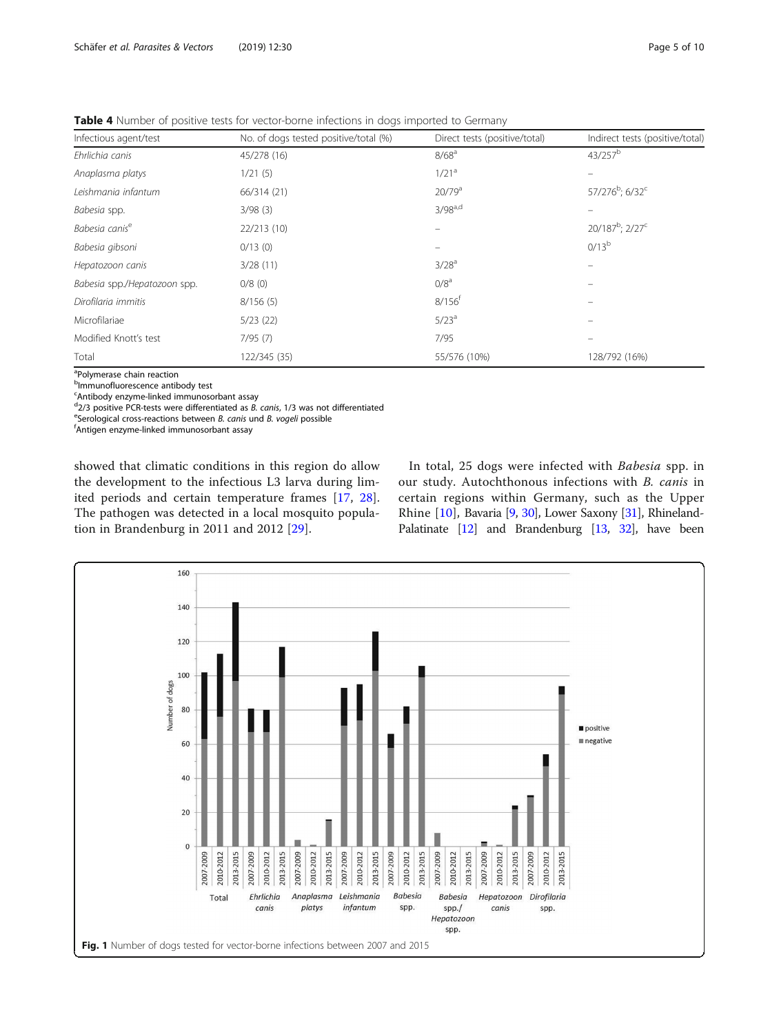**Table 4** Number of positive tests for vector-borne infections in dogs imported to Germany

| Infectious agent/test | No. of dogs tested positive/total (%) | Direct tests (positive/total) | Indirect tests (positive/total) |
|---|---|---|---|
| *Ehrlichia canis* | 45/278 (16) | 8/68[a] | 43/257[b] |
| *Anaplasma platys* | 1/21 (5) | 1/21[a] | – |
| *Leishmania infantum* | 66/314 (21) | 20/79[a] | 57/276[b]; 6/32[c] |
| *Babesia* spp. | 3/98 (3) | 3/98[a,d] | – |
| *Babesia canis*[e] | 22/213 (10) | – | 20/187[b]; 2/27[c] |
| *Babesia gibsoni* | 0/13 (0) | – | 0/13[b] |
| *Hepatozoon canis* | 3/28 (11) | 3/28[a] | – |
| *Babesia* spp./*Hepatozoon* spp. | 0/8 (0) | 0/8[a] | – |
| *Dirofilaria immitis* | 8/156 (5) | 8/156[f] | – |
| Microfilariae | 5/23 (22) | 5/23[a] | – |
| Modified Knott's test | 7/95 (7) | 7/95 | – |
| Total | 122/345 (35) | 55/576 (10%) | 128/792 (16%) |

[a]Polymerase chain reaction
[b]Immunofluorescence antibody test
[c]Antibody enzyme-linked immunosorbant assay
[d]2/3 positive PCR-tests were differentiated as *B. canis*, 1/3 was not differentiated
[e]Serological cross-reactions between *B. canis* und *B. vogeli* possible
[f]Antigen enzyme-linked immunosorbant assay

showed that climatic conditions in this region do allow the development to the infectious L3 larva during limited periods and certain temperature frames [17, 28]. The pathogen was detected in a local mosquito population in Brandenburg in 2011 and 2012 [29].

In total, 25 dogs were infected with *Babesia* spp. in our study. Autochthonous infections with *B. canis* in certain regions within Germany, such as the Upper Rhine [10], Bavaria [9, 30], Lower Saxony [31], Rhineland-Palatinate [12] and Brandenburg [13, 32], have been

**Fig. 1** Number of dogs tested for vector-borne infections between 2007 and 2015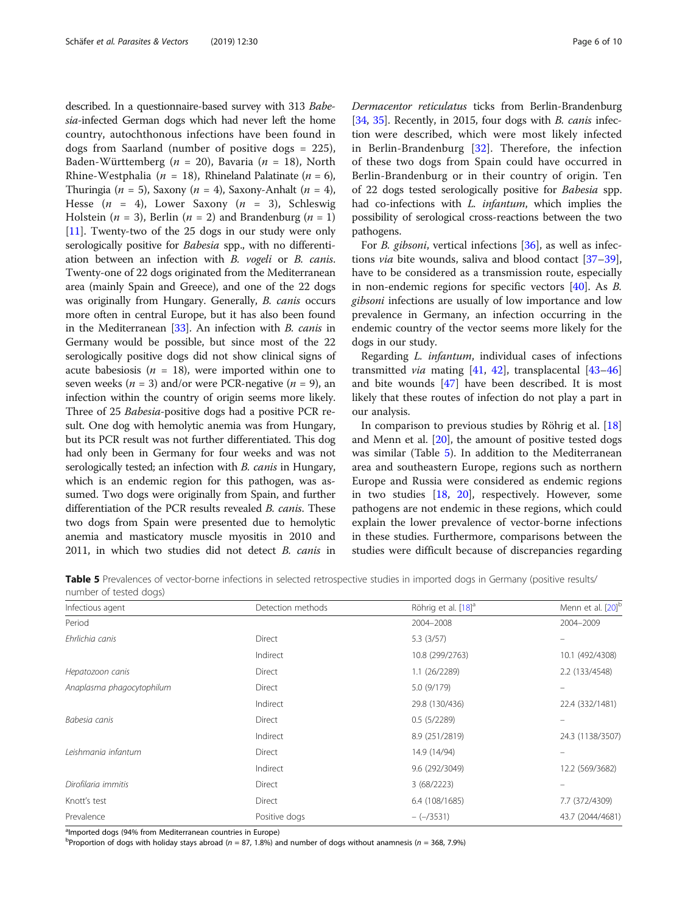described. In a questionnaire-based survey with 313 *Babesia*-infected German dogs which had never left the home country, autochthonous infections have been found in dogs from Saarland (number of positive dogs = 225), Baden-Württemberg ($n$ = 20), Bavaria ($n$ = 18), North Rhine-Westphalia ($n$ = 18), Rhineland Palatinate ($n$ = 6), Thuringia ($n$ = 5), Saxony ($n$ = 4), Saxony-Anhalt ($n$ = 4), Hesse ($n$ = 4), Lower Saxony ($n$ = 3), Schleswig Holstein ($n$ = 3), Berlin ($n$ = 2) and Brandenburg ($n$ = 1) [11]. Twenty-two of the 25 dogs in our study were only serologically positive for *Babesia* spp., with no differentiation between an infection with *B. vogeli* or *B. canis*. Twenty-one of 22 dogs originated from the Mediterranean area (mainly Spain and Greece), and one of the 22 dogs was originally from Hungary. Generally, *B. canis* occurs more often in central Europe, but it has also been found in the Mediterranean [33]. An infection with *B. canis* in Germany would be possible, but since most of the 22 serologically positive dogs did not show clinical signs of acute babesiosis ($n$ = 18), were imported within one to seven weeks ($n$ = 3) and/or were PCR-negative ($n$ = 9), an infection within the country of origin seems more likely. Three of 25 *Babesia*-positive dogs had a positive PCR result. One dog with hemolytic anemia was from Hungary, but its PCR result was not further differentiated. This dog had only been in Germany for four weeks and was not serologically tested; an infection with *B. canis* in Hungary, which is an endemic region for this pathogen, was assumed. Two dogs were originally from Spain, and further differentiation of the PCR results revealed *B. canis*. These two dogs from Spain were presented due to hemolytic anemia and masticatory muscle myositis in 2010 and 2011, in which two studies did not detect *B. canis* in *Dermacentor reticulatus* ticks from Berlin-Brandenburg [34, 35]. Recently, in 2015, four dogs with *B. canis* infection were described, which were most likely infected in Berlin-Brandenburg [32]. Therefore, the infection of these two dogs from Spain could have occurred in Berlin-Brandenburg or in their country of origin. Ten of 22 dogs tested serologically positive for *Babesia* spp. had co-infections with *L. infantum*, which implies the possibility of serological cross-reactions between the two pathogens.

For *B. gibsoni*, vertical infections [36], as well as infections *via* bite wounds, saliva and blood contact [37–39], have to be considered as a transmission route, especially in non-endemic regions for specific vectors [40]. As *B. gibsoni* infections are usually of low importance and low prevalence in Germany, an infection occurring in the endemic country of the vector seems more likely for the dogs in our study.

Regarding *L. infantum*, individual cases of infections transmitted *via* mating [41, 42], transplacental [43–46] and bite wounds [47] have been described. It is most likely that these routes of infection do not play a part in our analysis.

In comparison to previous studies by Röhrig et al. [18] and Menn et al. [20], the amount of positive tested dogs was similar (Table 5). In addition to the Mediterranean area and southeastern Europe, regions such as northern Europe and Russia were considered as endemic regions in two studies [18, 20], respectively. However, some pathogens are not endemic in these regions, which could explain the lower prevalence of vector-borne infections in these studies. Furthermore, comparisons between the studies were difficult because of discrepancies regarding

**Table 5** Prevalences of vector-borne infections in selected retrospective studies in imported dogs in Germany (positive results/number of tested dogs)

| Infectious agent | Detection methods | Röhrig et al. [18][a] | Menn et al. [20][b] |
|---|---|---|---|
| Period | | 2004–2008 | 2004–2009 |
| *Ehrlichia canis* | Direct | 5.3 (3/57) | – |
| | Indirect | 10.8 (299/2763) | 10.1 (492/4308) |
| *Hepatozoon canis* | Direct | 1.1 (26/2289) | 2.2 (133/4548) |
| *Anaplasma phagocytophilum* | Direct | 5.0 (9/179) | – |
| | Indirect | 29.8 (130/436) | 22.4 (332/1481) |
| *Babesia canis* | Direct | 0.5 (5/2289) | – |
| | Indirect | 8.9 (251/2819) | 24.3 (1138/3507) |
| *Leishmania infantum* | Direct | 14.9 (14/94) | – |
| | Indirect | 9.6 (292/3049) | 12.2 (569/3682) |
| *Dirofilaria immitis* | Direct | 3 (68/2223) | – |
| Knott's test | Direct | 6.4 (108/1685) | 7.7 (372/4309) |
| Prevalence | Positive dogs | – (–/3531) | 43.7 (2044/4681) |

[a]Imported dogs (94% from Mediterranean countries in Europe)

[b]Proportion of dogs with holiday stays abroad ($n$ = 87, 1.8%) and number of dogs without anamnesis ($n$ = 368, 7.9%)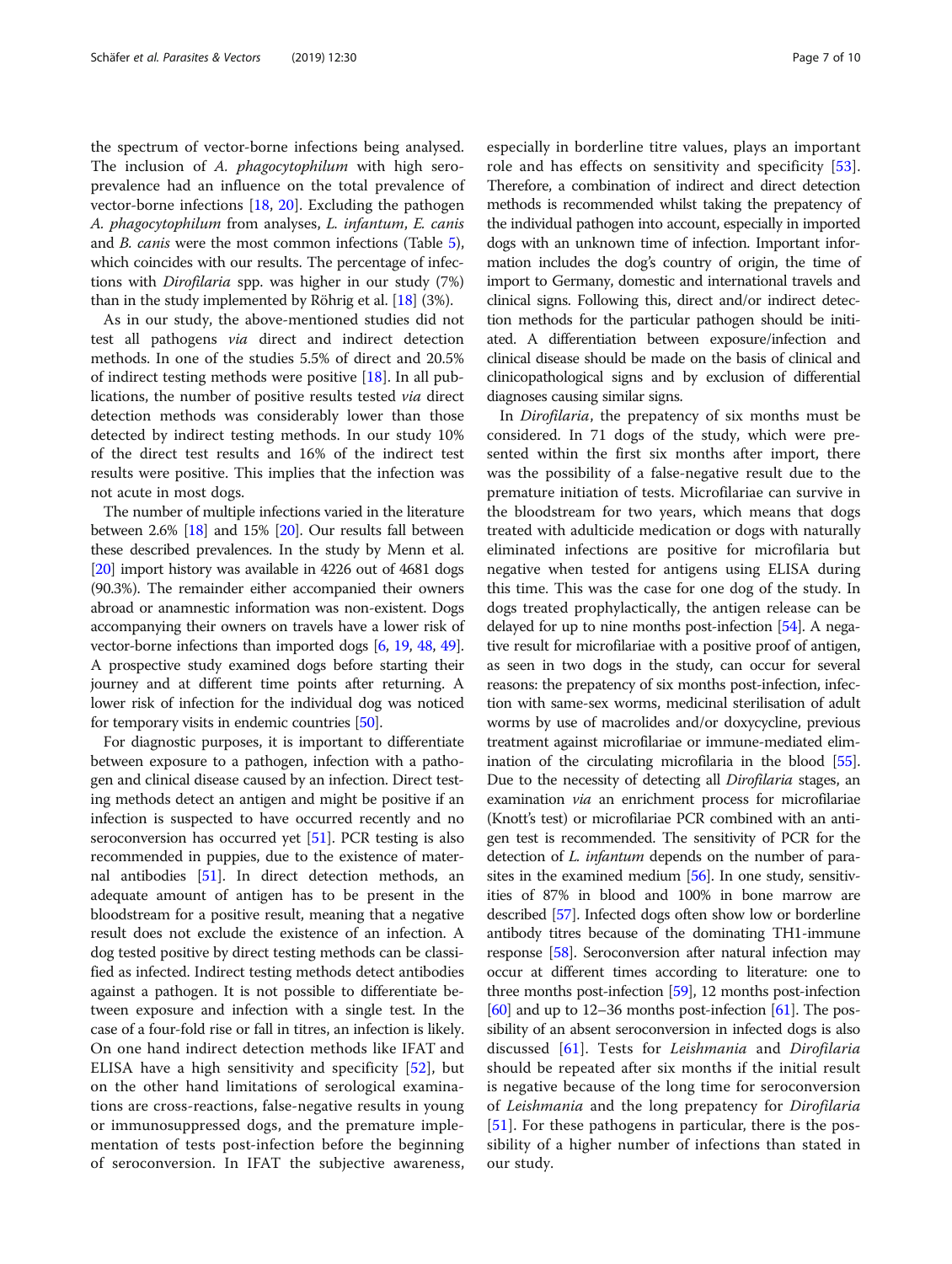the spectrum of vector-borne infections being analysed. The inclusion of *A. phagocytophilum* with high seroprevalence had an influence on the total prevalence of vector-borne infections [18, 20]. Excluding the pathogen *A. phagocytophilum* from analyses, *L. infantum*, *E. canis* and *B. canis* were the most common infections (Table 5), which coincides with our results. The percentage of infections with *Dirofilaria* spp. was higher in our study (7%) than in the study implemented by Röhrig et al. [18] (3%).

As in our study, the above-mentioned studies did not test all pathogens *via* direct and indirect detection methods. In one of the studies 5.5% of direct and 20.5% of indirect testing methods were positive [18]. In all publications, the number of positive results tested *via* direct detection methods was considerably lower than those detected by indirect testing methods. In our study 10% of the direct test results and 16% of the indirect test results were positive. This implies that the infection was not acute in most dogs.

The number of multiple infections varied in the literature between 2.6% [18] and 15% [20]. Our results fall between these described prevalences. In the study by Menn et al. [20] import history was available in 4226 out of 4681 dogs (90.3%). The remainder either accompanied their owners abroad or anamnestic information was non-existent. Dogs accompanying their owners on travels have a lower risk of vector-borne infections than imported dogs [6, 19, 48, 49]. A prospective study examined dogs before starting their journey and at different time points after returning. A lower risk of infection for the individual dog was noticed for temporary visits in endemic countries [50].

For diagnostic purposes, it is important to differentiate between exposure to a pathogen, infection with a pathogen and clinical disease caused by an infection. Direct testing methods detect an antigen and might be positive if an infection is suspected to have occurred recently and no seroconversion has occurred yet [51]. PCR testing is also recommended in puppies, due to the existence of maternal antibodies [51]. In direct detection methods, an adequate amount of antigen has to be present in the bloodstream for a positive result, meaning that a negative result does not exclude the existence of an infection. A dog tested positive by direct testing methods can be classified as infected. Indirect testing methods detect antibodies against a pathogen. It is not possible to differentiate between exposure and infection with a single test. In the case of a four-fold rise or fall in titres, an infection is likely. On one hand indirect detection methods like IFAT and ELISA have a high sensitivity and specificity [52], but on the other hand limitations of serological examinations are cross-reactions, false-negative results in young or immunosuppressed dogs, and the premature implementation of tests post-infection before the beginning of seroconversion. In IFAT the subjective awareness, especially in borderline titre values, plays an important role and has effects on sensitivity and specificity [53]. Therefore, a combination of indirect and direct detection methods is recommended whilst taking the prepatency of the individual pathogen into account, especially in imported dogs with an unknown time of infection. Important information includes the dog's country of origin, the time of import to Germany, domestic and international travels and clinical signs. Following this, direct and/or indirect detection methods for the particular pathogen should be initiated. A differentiation between exposure/infection and clinical disease should be made on the basis of clinical and clinicopathological signs and by exclusion of differential diagnoses causing similar signs.

In *Dirofilaria*, the prepatency of six months must be considered. In 71 dogs of the study, which were presented within the first six months after import, there was the possibility of a false-negative result due to the premature initiation of tests. Microfilariae can survive in the bloodstream for two years, which means that dogs treated with adulticide medication or dogs with naturally eliminated infections are positive for microfilaria but negative when tested for antigens using ELISA during this time. This was the case for one dog of the study. In dogs treated prophylactically, the antigen release can be delayed for up to nine months post-infection [54]. A negative result for microfilariae with a positive proof of antigen, as seen in two dogs in the study, can occur for several reasons: the prepatency of six months post-infection, infection with same-sex worms, medicinal sterilisation of adult worms by use of macrolides and/or doxycycline, previous treatment against microfilariae or immune-mediated elimination of the circulating microfilaria in the blood [55]. Due to the necessity of detecting all *Dirofilaria* stages, an examination *via* an enrichment process for microfilariae (Knott's test) or microfilariae PCR combined with an antigen test is recommended. The sensitivity of PCR for the detection of *L. infantum* depends on the number of parasites in the examined medium [56]. In one study, sensitivities of 87% in blood and 100% in bone marrow are described [57]. Infected dogs often show low or borderline antibody titres because of the dominating TH1-immune response [58]. Seroconversion after natural infection may occur at different times according to literature: one to three months post-infection [59], 12 months post-infection [60] and up to 12–36 months post-infection [61]. The possibility of an absent seroconversion in infected dogs is also discussed [61]. Tests for *Leishmania* and *Dirofilaria* should be repeated after six months if the initial result is negative because of the long time for seroconversion of *Leishmania* and the long prepatency for *Dirofilaria* [51]. For these pathogens in particular, there is the possibility of a higher number of infections than stated in our study.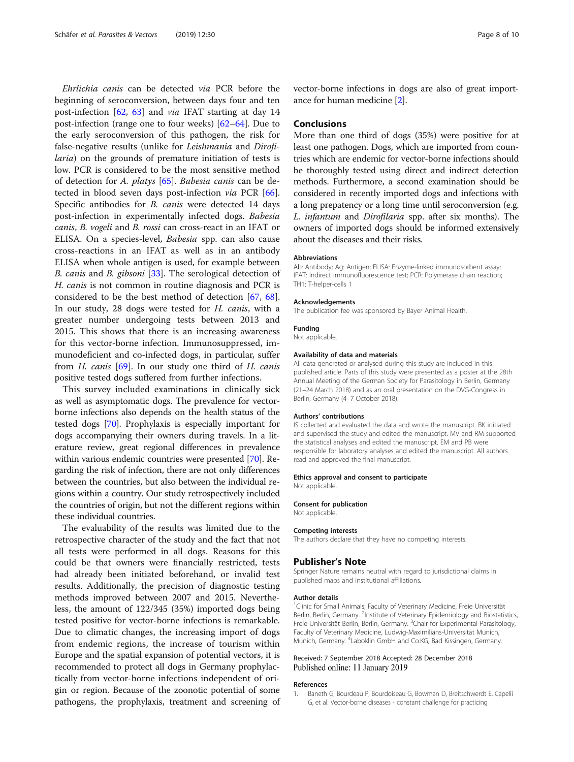*Ehrlichia canis* can be detected *via* PCR before the beginning of seroconversion, between days four and ten post-infection [62, 63] and *via* IFAT starting at day 14 post-infection (range one to four weeks) [62–64]. Due to the early seroconversion of this pathogen, the risk for false-negative results (unlike for *Leishmania* and *Dirofilaria*) on the grounds of premature initiation of tests is low. PCR is considered to be the most sensitive method of detection for *A. platys* [65]. *Babesia canis* can be detected in blood seven days post-infection *via* PCR [66]. Specific antibodies for *B. canis* were detected 14 days post-infection in experimentally infected dogs. *Babesia canis*, *B. vogeli* and *B. rossi* can cross-react in an IFAT or ELISA. On a species-level, *Babesia* spp. can also cause cross-reactions in an IFAT as well as in an antibody ELISA when whole antigen is used, for example between *B. canis* and *B. gibsoni* [33]. The serological detection of *H. canis* is not common in routine diagnosis and PCR is considered to be the best method of detection [67, 68]. In our study, 28 dogs were tested for *H. canis*, with a greater number undergoing tests between 2013 and 2015. This shows that there is an increasing awareness for this vector-borne infection. Immunosuppressed, immunodeficient and co-infected dogs, in particular, suffer from *H. canis* [69]. In our study one third of *H. canis* positive tested dogs suffered from further infections.

This survey included examinations in clinically sick as well as asymptomatic dogs. The prevalence for vector-borne infections also depends on the health status of the tested dogs [70]. Prophylaxis is especially important for dogs accompanying their owners during travels. In a literature review, great regional differences in prevalence within various endemic countries were presented [70]. Regarding the risk of infection, there are not only differences between the countries, but also between the individual regions within a country. Our study retrospectively included the countries of origin, but not the different regions within these individual countries.

The evaluability of the results was limited due to the retrospective character of the study and the fact that not all tests were performed in all dogs. Reasons for this could be that owners were financially restricted, tests had already been initiated beforehand, or invalid test results. Additionally, the precision of diagnostic testing methods improved between 2007 and 2015. Nevertheless, the amount of 122/345 (35%) imported dogs being tested positive for vector-borne infections is remarkable. Due to climatic changes, the increasing import of dogs from endemic regions, the increase of tourism within Europe and the spatial expansion of potential vectors, it is recommended to protect all dogs in Germany prophylactically from vector-borne infections independent of origin or region. Because of the zoonotic potential of some pathogens, the prophylaxis, treatment and screening of vector-borne infections in dogs are also of great importance for human medicine [2].

## Conclusions

More than one third of dogs (35%) were positive for at least one pathogen. Dogs, which are imported from countries which are endemic for vector-borne infections should be thoroughly tested using direct and indirect detection methods. Furthermore, a second examination should be considered in recently imported dogs and infections with a long prepatency or a long time until seroconversion (e.g. *L. infantum* and *Dirofilaria* spp. after six months). The owners of imported dogs should be informed extensively about the diseases and their risks.

### Abbreviations

Ab: Antibody; Ag: Antigen; ELISA: Enzyme-linked immunosorbent assay; IFAT: Indirect immunofluorescence test; PCR: Polymerase chain reaction; TH1: T-helper-cells 1

### Acknowledgements

The publication fee was sponsored by Bayer Animal Health.

### Funding

Not applicable.

### Availability of data and materials

All data generated or analysed during this study are included in this published article. Parts of this study were presented as a poster at the 28th Annual Meeting of the German Society for Parasitology in Berlin, Germany (21–24 March 2018) and as an oral presentation on the DVG-Congress in Berlin, Germany (4–7 October 2018).

### Authors' contributions

IS collected and evaluated the data and wrote the manuscript. BK initiated and supervised the study and edited the manuscript. MV and RM supported the statistical analyses and edited the manuscript. EM and PB were responsible for laboratory analyses and edited the manuscript. All authors read and approved the final manuscript.

### Ethics approval and consent to participate

Not applicable.

### Consent for publication

Not applicable.

### Competing interests

The authors declare that they have no competing interests.

## Publisher's Note

Springer Nature remains neutral with regard to jurisdictional claims in published maps and institutional affiliations.

### Author details

[1]Clinic for Small Animals, Faculty of Veterinary Medicine, Freie Universität Berlin, Berlin, Germany. [2]Institute of Veterinary Epidemiology and Biostatistics, Freie Universität Berlin, Berlin, Germany. [3]Chair for Experimental Parasitology, Faculty of Veterinary Medicine, Ludwig-Maximilians-Universität Munich, Munich, Germany. [4]Laboklin GmbH and Co.KG, Bad Kissingen, Germany.

Received: 7 September 2018 Accepted: 28 December 2018
Published online: 11 January 2019

## References

1. Baneth G, Bourdeau P, Bourdoiseau G, Bowman D, Breitschwerdt E, Capelli G, et al. Vector-borne diseases - constant challenge for practicing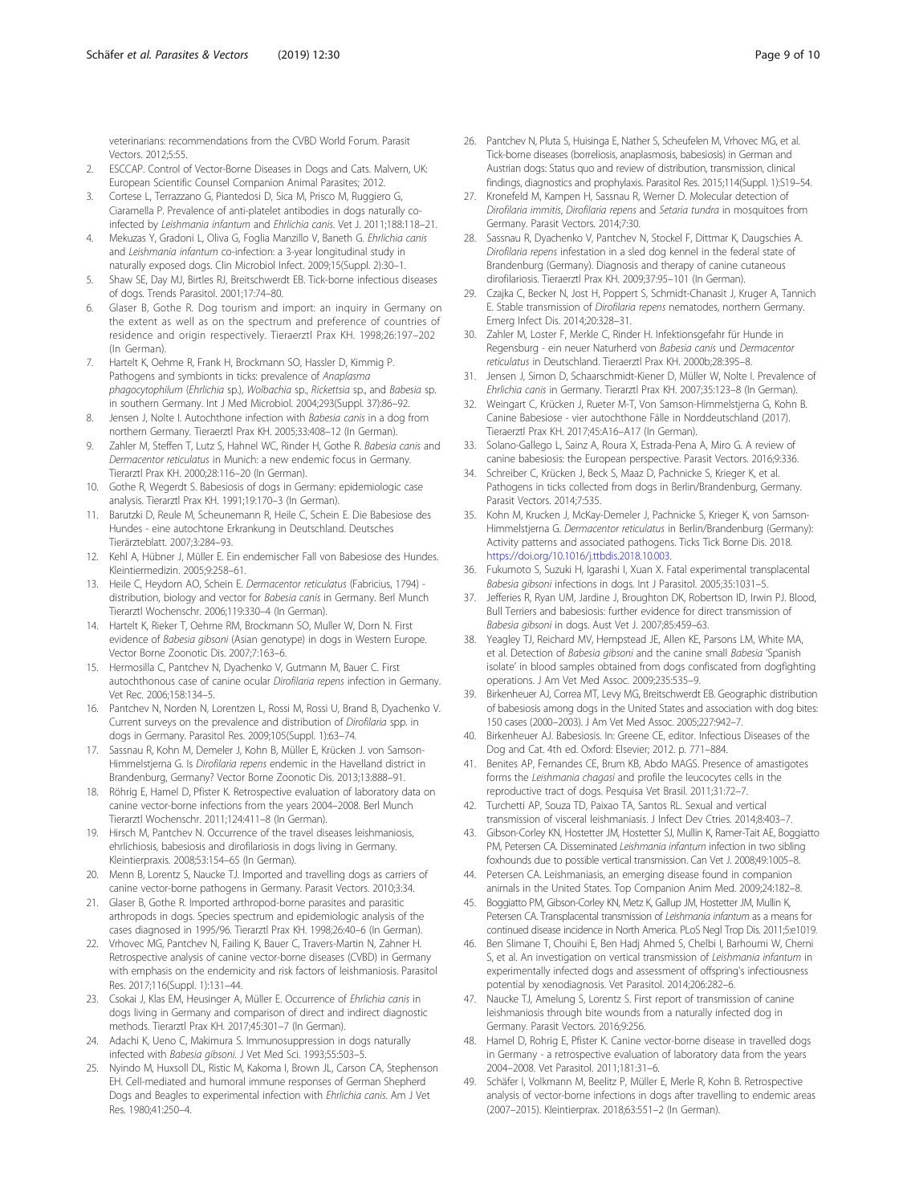veterinarians: recommendations from the CVBD World Forum. Parasit Vectors. 2012;5:55.

2. ESCCAP. Control of Vector-Borne Diseases in Dogs and Cats. Malvern, UK: European Scientific Counsel Companion Animal Parasites; 2012.
3. Cortese L, Terrazzano G, Piantedosi D, Sica M, Prisco M, Ruggiero G, Ciaramella P. Prevalence of anti-platelet antibodies in dogs naturally co-infected by *Leishmania infantum* and *Ehrlichia canis*. Vet J. 2011;188:118–21.
4. Mekuzas Y, Gradoni L, Oliva G, Foglia Manzillo V, Baneth G. *Ehrlichia canis* and *Leishmania infantum* co-infection: a 3-year longitudinal study in naturally exposed dogs. Clin Microbiol Infect. 2009;15(Suppl. 2):30–1.
5. Shaw SE, Day MJ, Birtles RJ, Breitschwerdt EB. Tick-borne infectious diseases of dogs. Trends Parasitol. 2001;17:74–80.
6. Glaser B, Gothe R. Dog tourism and import: an inquiry in Germany on the extent as well as on the spectrum and preference of countries of residence and origin respectively. Tieraerztl Prax KH. 1998;26:197–202 (In German).
7. Hartelt K, Oehme R, Frank H, Brockmann SO, Hassler D, Kimmig P. Pathogens and symbionts in ticks: prevalence of *Anaplasma phagocytophilum* (*Ehrlichia* sp.), *Wolbachia* sp., *Rickettsia* sp., and *Babesia* sp. in southern Germany. Int J Med Microbiol. 2004;293(Suppl. 37):86–92.
8. Jensen J, Nolte I. Autochthone infection with *Babesia canis* in a dog from northern Germany. Tieraerztl Prax KH. 2005;33:408–12 (In German).
9. Zahler M, Steffen T, Lutz S, Hahnel WC, Rinder H, Gothe R. *Babesia canis* and *Dermacentor reticulatus* in Munich: a new endemic focus in Germany. Tierarztl Prax KH. 2000;28:116–20 (In German).
10. Gothe R, Wegerdt S. Babesiosis of dogs in Germany: epidemiologic case analysis. Tierarztl Prax KH. 1991;19:170–3 (In German).
11. Barutzki D, Reule M, Scheunemann R, Heile C, Schein E. Die Babesiose des Hundes - eine autochtone Erkrankung in Deutschland. Deutsches Tierärzteblatt. 2007;3:284–93.
12. Kehl A, Hübner J, Müller E. Ein endemischer Fall von Babesiose des Hundes. Kleintiermedizin. 2005;9:258–61.
13. Heile C, Heydorn AO, Schein E. *Dermacentor reticulatus* (Fabricius, 1794) - distribution, biology and vector for *Babesia canis* in Germany. Berl Munch Tierarztl Wochenschr. 2006;119:330–4 (In German).
14. Hartelt K, Rieker T, Oehme RM, Brockmann SO, Muller W, Dorn N. First evidence of *Babesia gibsoni* (Asian genotype) in dogs in Western Europe. Vector Borne Zoonotic Dis. 2007;7:163–6.
15. Hermosilla C, Pantchev N, Dyachenko V, Gutmann M, Bauer C. First autochthonous case of canine ocular *Dirofilaria repens* infection in Germany. Vet Rec. 2006;158:134–5.
16. Pantchev N, Norden N, Lorentzen L, Rossi M, Rossi U, Brand B, Dyachenko V. Current surveys on the prevalence and distribution of *Dirofilaria* spp. in dogs in Germany. Parasitol Res. 2009;105(Suppl. 1):63–74.
17. Sassnau R, Kohn M, Demeler J, Kohn B, Müller E, Krücken J. von Samson-Himmelstjerna G. Is *Dirofilaria repens* endemic in the Havelland district in Brandenburg, Germany? Vector Borne Zoonotic Dis. 2013;13:888–91.
18. Röhrig E, Hamel D, Pfister K. Retrospective evaluation of laboratory data on canine vector-borne infections from the years 2004–2008. Berl Munch Tierarztl Wochenschr. 2011;124:411–8 (In German).
19. Hirsch M, Pantchev N. Occurrence of the travel diseases leishmaniosis, ehrlichiosis, babesiosis and dirofilariosis in dogs living in Germany. Kleintierpraxis. 2008;53:154–65 (In German).
20. Menn B, Lorentz S, Naucke TJ. Imported and travelling dogs as carriers of canine vector-borne pathogens in Germany. Parasit Vectors. 2010;3:34.
21. Glaser B, Gothe R. Imported arthropod-borne parasites and parasitic arthropods in dogs. Species spectrum and epidemiologic analysis of the cases diagnosed in 1995/96. Tierarztl Prax KH. 1998;26:40–6 (In German).
22. Vrhovec MG, Pantchev N, Failing K, Bauer C, Travers-Martin N, Zahner H. Retrospective analysis of canine vector-borne diseases (CVBD) in Germany with emphasis on the endemicity and risk factors of leishmaniosis. Parasitol Res. 2017;116(Suppl. 1):131–44.
23. Csokai J, Klas EM, Heusinger A, Müller E. Occurrence of *Ehrlichia canis* in dogs living in Germany and comparison of direct and indirect diagnostic methods. Tierarztl Prax KH. 2017;45:301–7 (In German).
24. Adachi K, Ueno C, Makimura S. Immunosuppression in dogs naturally infected with *Babesia gibsoni*. J Vet Med Sci. 1993;55:503–5.
25. Nyindo M, Huxsoll DL, Ristic M, Kakoma I, Brown JL, Carson CA, Stephenson EH. Cell-mediated and humoral immune responses of German Shepherd Dogs and Beagles to experimental infection with *Ehrlichia canis*. Am J Vet Res. 1980;41:250–4.
26. Pantchev N, Pluta S, Huisinga E, Nather S, Scheufelen M, Vrhovec MG, et al. Tick-borne diseases (borreliosis, anaplasmosis, babesiosis) in German and Austrian dogs: Status quo and review of distribution, transmission, clinical findings, diagnostics and prophylaxis. Parasitol Res. 2015;114(Suppl. 1):S19–54.
27. Kronefeld M, Kampen H, Sassnau R, Werner D. Molecular detection of *Dirofilaria immitis*, *Dirofilaria repens* and *Setaria tundra* in mosquitoes from Germany. Parasit Vectors. 2014;7:30.
28. Sassnau R, Dyachenko V, Pantchev N, Stockel F, Dittmar K, Daugschies A. *Dirofilaria repens* infestation in a sled dog kennel in the federal state of Brandenburg (Germany). Diagnosis and therapy of canine cutaneous dirofilariosis. Tieraerztl Prax KH. 2009;37:95–101 (In German).
29. Czajka C, Becker N, Jost H, Poppert S, Schmidt-Chanasit J, Kruger A, Tannich E. Stable transmission of *Dirofilaria repens* nematodes, northern Germany. Emerg Infect Dis. 2014;20:328–31.
30. Zahler M, Loster F, Merkle C, Rinder H. Infektionsgefahr für Hunde in Regensburg - ein neuer Naturherd von *Babesia canis* und *Dermacentor reticulatus* in Deutschland. Tieraerztl Prax KH. 2000b;28:395–8.
31. Jensen J, Simon D, Schaarschmidt-Kiener D, Müller W, Nolte I. Prevalence of *Ehrlichia canis* in Germany. Tierarztl Prax KH. 2007;35:123–8 (In German).
32. Weingart C, Krücken J, Rueter M-T, Von Samson-Himmelstjerna G, Kohn B. Canine Babesiose - vier autochthone Fälle in Norddeutschland (2017). Tierarztl Prax KH. 2017;45:A16–A17 (In German).
33. Solano-Gallego L, Sainz A, Roura X, Estrada-Pena A, Miro G. A review of canine babesiosis: the European perspective. Parasit Vectors. 2016;9:336.
34. Schreiber C, Krücken J, Beck S, Maaz D, Pachnicke S, Krieger K, et al. Pathogens in ticks collected from dogs in Berlin/Brandenburg, Germany. Parasit Vectors. 2014;7:535.
35. Kohn M, Krucken J, McKay-Demeler J, Pachnicke S, Krieger K, von Samson-Himmelstjerna G. *Dermacentor reticulatus* in Berlin/Brandenburg (Germany): Activity patterns and associated pathogens. Ticks Tick Borne Dis. 2018. https://doi.org/10.1016/j.ttbdis.2018.10.003.
36. Fukumoto S, Suzuki H, Igarashi I, Xuan X. Fatal experimental transplacental *Babesia gibsoni* infections in dogs. Int J Parasitol. 2005;35:1031–5.
37. Jefferies R, Ryan UM, Jardine J, Broughton DK, Robertson ID, Irwin PJ. Blood, Bull Terriers and babesiosis: further evidence for direct transmission of *Babesia gibsoni* in dogs. Aust Vet J. 2007;85:459–63.
38. Yeagley TJ, Reichard MV, Hempstead JE, Allen KE, Parsons LM, White MA, et al. Detection of *Babesia gibsoni* and the canine small *Babesia* 'Spanish isolate' in blood samples obtained from dogs confiscated from dogfighting operations. J Am Vet Med Assoc. 2009;235:535–9.
39. Birkenheuer AJ, Correa MT, Levy MG, Breitschwerdt EB. Geographic distribution of babesiosis among dogs in the United States and association with dog bites: 150 cases (2000–2003). J Am Vet Med Assoc. 2005;227:942–7.
40. Birkenheuer AJ. Babesiosis. In: Greene CE, editor. Infectious Diseases of the Dog and Cat. 4th ed. Oxford: Elsevier; 2012. p. 771–884.
41. Benites AP, Fernandes CE, Brum KB, Abdo MAGS. Presence of amastigotes forms the *Leishmania chagasi* and profile the leucocytes cells in the reproductive tract of dogs. Pesquisa Vet Brasil. 2011;31:72–7.
42. Turchetti AP, Souza TD, Paixao TA, Santos RL. Sexual and vertical transmission of visceral leishmaniasis. J Infect Dev Ctries. 2014;8:403–7.
43. Gibson-Corley KN, Hostetter JM, Hostetter SJ, Mullin K, Ramer-Tait AE, Boggiatto PM, Petersen CA. Disseminated *Leishmania infantum* infection in two sibling foxhounds due to possible vertical transmission. Can Vet J. 2008;49:1005–8.
44. Petersen CA. Leishmaniasis, an emerging disease found in companion animals in the United States. Top Companion Anim Med. 2009;24:182–8.
45. Boggiatto PM, Gibson-Corley KN, Metz K, Gallup JM, Hostetter JM, Mullin K, Petersen CA. Transplacental transmission of *Leishmania infantum* as a means for continued disease incidence in North America. PLoS Negl Trop Dis. 2011;5:e1019.
46. Ben Slimane T, Chouihi E, Ben Hadj Ahmed S, Chelbi I, Barhoumi W, Cherni S, et al. An investigation on vertical transmission of *Leishmania infantum* in experimentally infected dogs and assessment of offspring's infectiousness potential by xenodiagnosis. Vet Parasitol. 2014;206:282–6.
47. Naucke TJ, Amelung S, Lorentz S. First report of transmission of canine leishmaniosis through bite wounds from a naturally infected dog in Germany. Parasit Vectors. 2016;9:256.
48. Hamel D, Rohrig E, Pfister K. Canine vector-borne disease in travelled dogs in Germany - a retrospective evaluation of laboratory data from the years 2004–2008. Vet Parasitol. 2011;181:31–6.
49. Schäfer I, Volkmann M, Beelitz P, Müller E, Merle R, Kohn B. Retrospective analysis of vector-borne infections in dogs after travelling to endemic areas (2007–2015). Kleintierprax. 2018;63:551–2 (In German).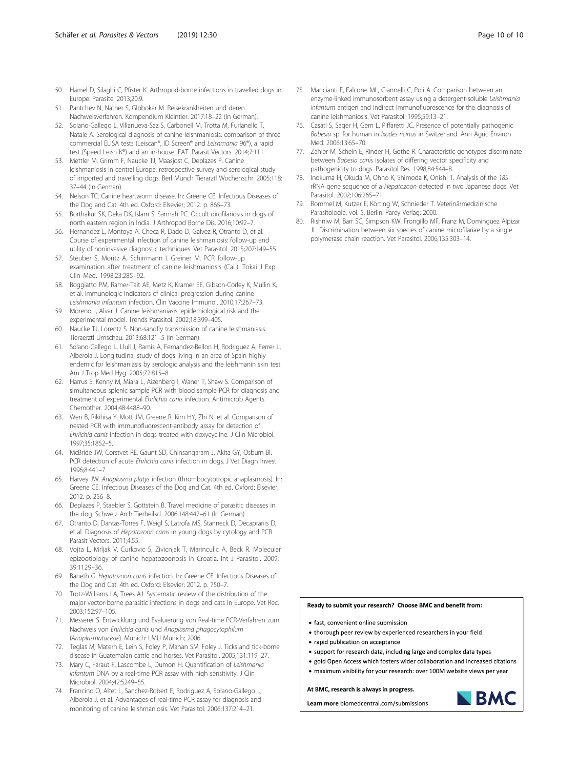50. Hamel D, Silaghi C, Pfister K. Arthropod-borne infections in travelled dogs in Europe. Parasite. 2013;20:9.
51. Pantchev N, Nather S, Globokar M. Reisekrankheiten und deren Nachweisverfahren. Kompendium Kleintier. 2017:18–22 (In German).
52. Solano-Gallego L, Villanueva-Saz S, Carbonell M, Trotta M, Furlanello T, Natale A. Serological diagnosis of canine leishmaniosis: comparison of three commercial ELISA tests (Leiscan®, ID Screen® and *Leishmania* 96®), a rapid test (Speed Leish K®) and an in-house IFAT. Parasit Vectors. 2014;7:111.
53. Mettler M, Grimm F, Naucke TJ, Maasjost C, Deplazes P. Canine leishmaniosis in central Europe: retrospective survey and serological study of imported and travelling dogs. Berl Munch Tierarztl Wochenschr. 2005;118:37–44 (In German).
54. Nelson TC. Canine heartworm disease. In: Greene CE. Infectious Diseases of the Dog and Cat. 4th ed. Oxford: Elsevier; 2012. p. 865–73.
55. Borthakur SK, Deka DK, Islam S, Sarmah PC. Occult dirofilariosis in dogs of north eastern region in India. J Arthropod Borne Dis. 2016;10:92–7.
56. Hernandez L, Montoya A, Checa R, Dado D, Galvez R, Otranto D, et al. Course of experimental infection of canine leishmaniosis: follow-up and utility of noninvasive diagnostic techniques. Vet Parasitol. 2015;207:149–55.
57. Steuber S, Moritz A, Schirrmann I. Greiner M. PCR follow-up examination after treatment of canine leishmaniosis (CaL). Tokai J Exp Clin Med. 1998;23:285–92.
58. Boggiatto PM, Ramer-Tait AE, Metz K, Kramer EE, Gibson-Corley K, Mullin K, et al. Immunologic indicators of clinical progression during canine *Leishmania infantum* infection. Clin Vaccine Immunol. 2010;17:267–73.
59. Moreno J, Alvar J. Canine leishmaniasis: epidemiological risk and the experimental model. Trends Parasitol. 2002;18:399–405.
60. Naucke TJ, Lorentz S. Non-sandfly transmission of canine leishmaniasis. Tieraerztl Umschau. 2013;68:121–5 (In German).
61. Solano-Gallego L, Llull J, Ramis A, Fernandez-Bellon H, Rodriguez A, Ferrer L, Alberola J. Longitudinal study of dogs living in an area of Spain highly endemic for leishmaniasis by serologic analysis and the leishmanin skin test. Am J Trop Med Hyg. 2005;72:815–8.
62. Harrus S, Kenny M, Miara L, Aizenberg I, Waner T, Shaw S. Comparison of simultaneous splenic sample PCR with blood sample PCR for diagnosis and treatment of experimental *Ehrlichia canis* infection. Antimicrob Agents Chemother. 2004;48:4488–90.
63. Wen B, Rikihisa Y, Mott JM, Greene R, Kim HY, Zhi N, et al. Comparison of nested PCR with immunofluorescent-antibody assay for detection of *Ehrlichia canis* infection in dogs treated with doxycycline. J Clin Microbiol. 1997;35:1852–5.
64. McBride JW, Corstvet RE, Gaunt SD, Chinsangaram J, Akita GY, Osburn BI. PCR detection of acute *Ehrlichia canis* infection in dogs. J Vet Diagn Invest. 1996;8:441–7.
65. Harvey JW. *Anaplasma platys* infection (thrombocytotropic anaplasmosis). In: Greene CE. Infectious Diseases of the Dog and Cat. 4th ed. Oxford: Elsevier; 2012. p. 256–8.
66. Deplazes P, Staebler S, Gottstein B. Travel medicine of parasitic diseases in the dog. Schweiz Arch Tierheilkd. 2006;148:447–61 (In German).
67. Otranto D, Dantas-Torres F, Weigl S, Latrofa MS, Stanneck D, Decaprariis D, et al. Diagnosis of *Hepatozoon canis* in young dogs by cytology and PCR. Parasit Vectors. 2011;4:55.
68. Vojta L, Mrljak V, Curkovic S, Zivicnjak T, Marinculic A, Beck R. Molecular epizootiology of canine hepatozoonosis in Croatia. Int J Parasitol. 2009;39:1129–36.
69. Baneth G. *Hepatozoon canis* infection. In: Greene CE. Infectious Diseases of the Dog and Cat. 4th ed. Oxford: Elsevier; 2012. p. 750–7.
70. Trotz-Williams LA, Trees AJ. Systematic review of the distribution of the major vector-borne parasitic infections in dogs and cats in Europe. Vet Rec. 2003;152:97–105.
71. Messerer S. Entwicklung und Evaluierung von Real-time PCR-Verfahren zum Nachweis von *Ehrlichia canis* und *Anaplasma phagocytophilum* (*Anaplasmataceae*). Munich: LMU Munich; 2006.
72. Teglas M, Matern E, Lein S, Foley P, Mahan SM, Foley J. Ticks and tick-borne disease in Guatemalan cattle and horses. Vet Parasitol. 2005;131:119–27.
73. Mary C, Faraut F, Lascombe L, Dumon H. Quantification of *Leishmania infantum* DNA by a real-time PCR assay with high sensitivity. J Clin Microbiol. 2004;42:5249–55.
74. Francino O, Altet L, Sanchez-Robert E, Rodriguez A, Solano-Gallego L, Alberola J, et al. Advantages of real-time PCR assay for diagnosis and monitoring of canine leishmaniosis. Vet Parasitol. 2006;137:214–21.
75. Mancianti F, Falcone ML, Giannelli C, Poli A. Comparison between an enzyme-linked immunosorbent assay using a detergent-soluble *Leishmania infantum* antigen and indirect immunofluorescence for the diagnosis of canine leishmaniosis. Vet Parasitol. 1995;59:13–21.
76. Casati S, Sager H, Gern L, Piffaretti JC. Presence of potentially pathogenic *Babesia* sp. for human in *Ixodes ricinus* in Switzerland. Ann Agric Environ Med. 2006;13:65–70.
77. Zahler M, Schein E, Rinder H, Gothe R. Characteristic genotypes discriminate between *Babesia canis* isolates of differing vector specificity and pathogenicity to dogs. Parasitol Res. 1998;84:544–8.
78. Inokuma H, Okuda M, Ohno K, Shimoda K, Onishi T. Analysis of the *18S* rRNA gene sequence of a *Hepatozoon* detected in two Japanese dogs. Vet Parasitol. 2002;106:265–71.
79. Rommel M, Kutzer E, Körting W, Schnieder T. Veterinärmedizinische Parasitologie, vol. 5. Berlin: Parey Verlag; 2000.
80. Rishniw M, Barr SC, Simpson KW, Frongillo MF, Franz M, Dominguez Alpizar JL. Discrimination between six species of canine microfilariae by a single polymerase chain reaction. Vet Parasitol. 2006;135:303–14.

**Ready to submit your research? Choose BMC and benefit from:**

- fast, convenient online submission
- thorough peer review by experienced researchers in your field
- rapid publication on acceptance
- support for research data, including large and complex data types
- gold Open Access which fosters wider collaboration and increased citations
- maximum visibility for your research: over 100M website views per year

**At BMC, research is always in progress.**

**Learn more** biomedcentral.com/submissions

BMC